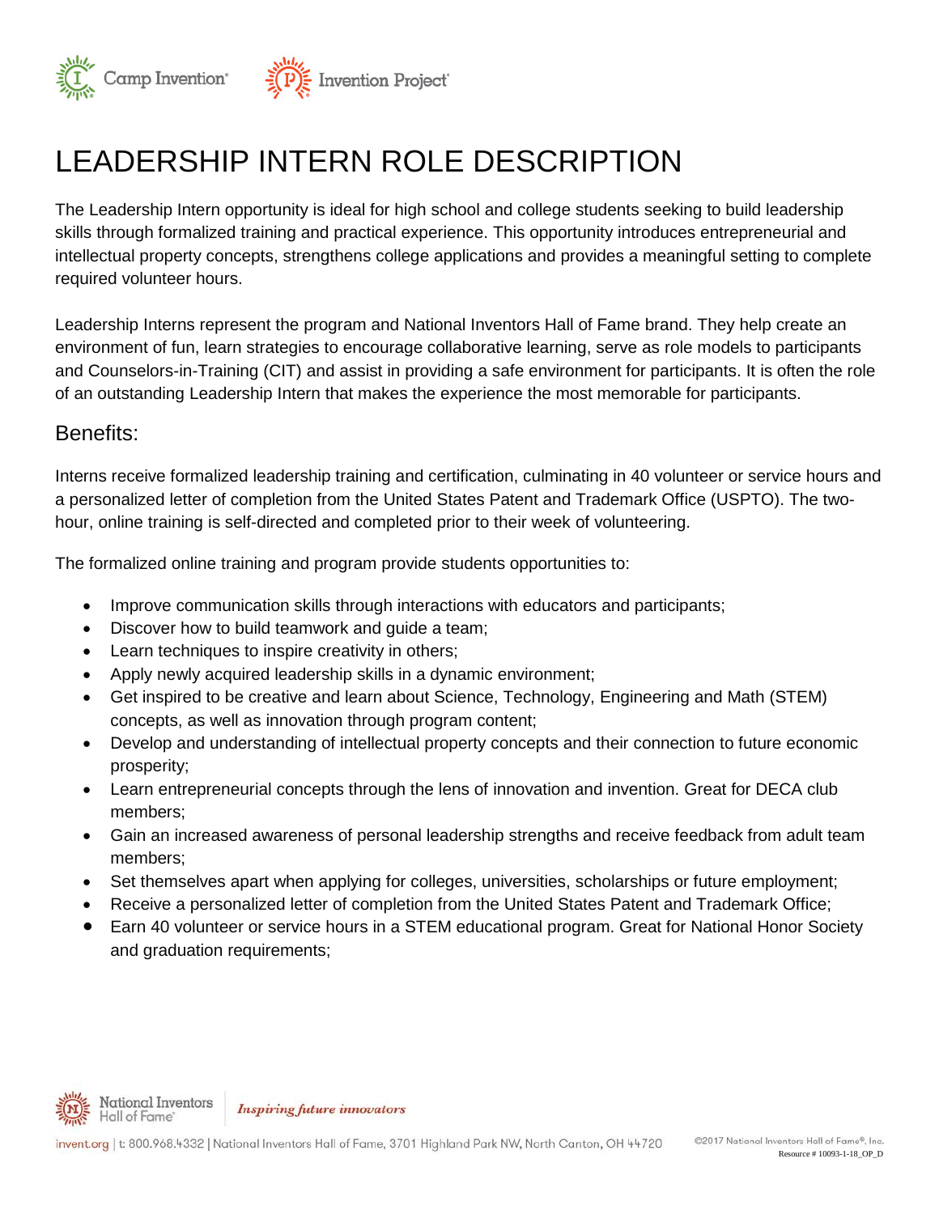# LEADERSHIP INTERN ROLE DESCRIPTION

The Leadership Intern opportunity is ideal for high school and college students seeking to build leadership skills through formalized training and practical experience. This opportunity introduces entrepreneurial and intellectual property concepts, strengthens college applications and provides a meaningful setting to complete required volunteer hours.

Leadership Interns represent the program and National Inventors Hall of Fame brand. They help create an environment of fun, learn strategies to encourage collaborative learning, serve as role models to participants and Counselors-in-Training (CIT) and assist in providing a safe environment for participants. It is often the role of an outstanding Leadership Intern that makes the experience the most memorable for participants.

## Benefits:

Interns receive formalized leadership training and certification, culminating in 40 volunteer or service hours and a personalized letter of completion from the United States Patent and Trademark Office (USPTO). The two-hour, online training is self-directed and completed prior to their week of volunteering.

The formalized online training and program provide students opportunities to:

- Improve communication skills through interactions with educators and participants;
- Discover how to build teamwork and guide a team;
- Learn techniques to inspire creativity in others;
- Apply newly acquired leadership skills in a dynamic environment;
- Get inspired to be creative and learn about Science, Technology, Engineering and Math (STEM) concepts, as well as innovation through program content;
- Develop and understanding of intellectual property concepts and their connection to future economic prosperity;
- Learn entrepreneurial concepts through the lens of innovation and invention. Great for DECA club members;
- Gain an increased awareness of personal leadership strengths and receive feedback from adult team members;
- Set themselves apart when applying for colleges, universities, scholarships or future employment;
- Receive a personalized letter of completion from the United States Patent and Trademark Office;
- Earn 40 volunteer or service hours in a STEM educational program. Great for National Honor Society and graduation requirements;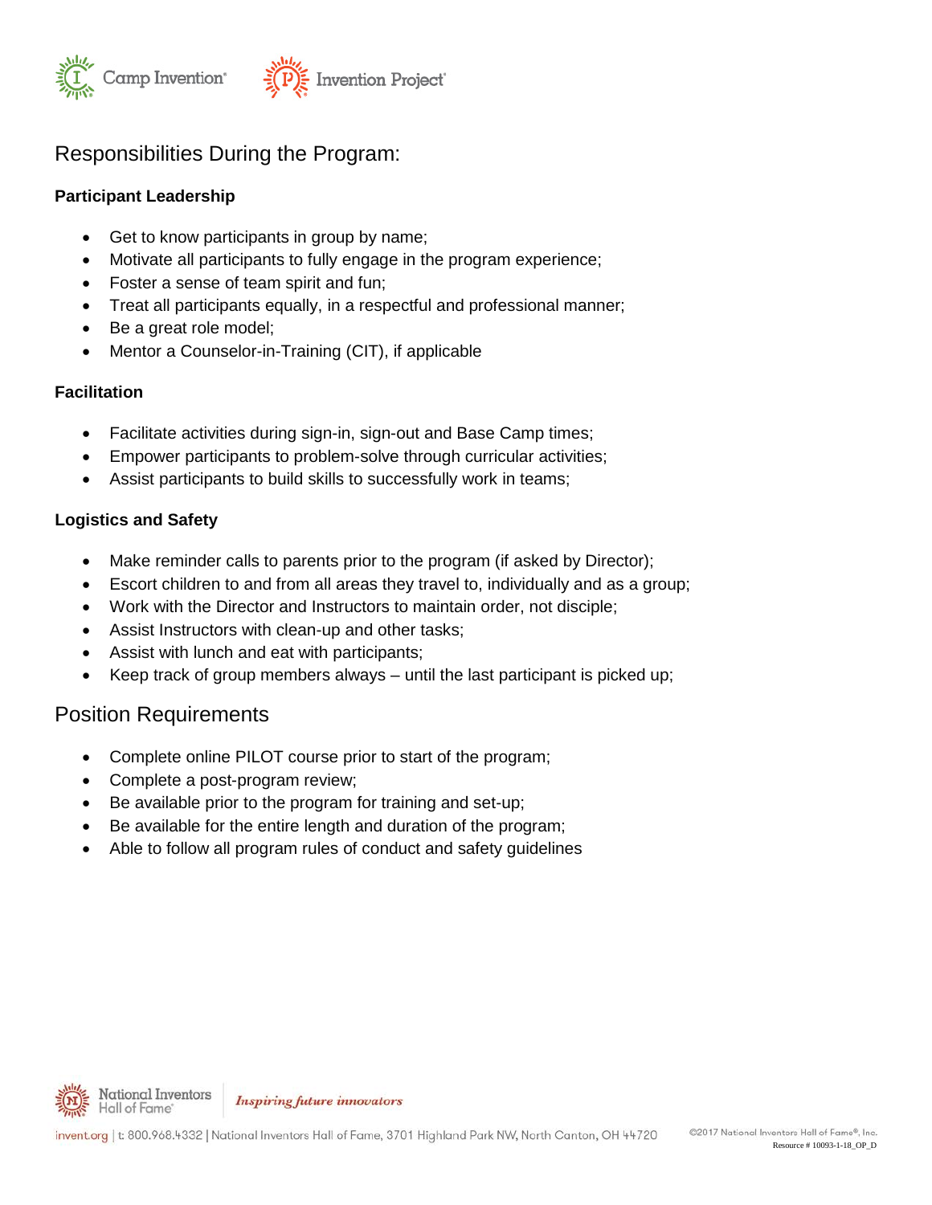## Responsibilities During the Program:

**Participant Leadership**

- Get to know participants in group by name;
- Motivate all participants to fully engage in the program experience;
- Foster a sense of team spirit and fun;
- Treat all participants equally, in a respectful and professional manner;
- Be a great role model;
- Mentor a Counselor-in-Training (CIT), if applicable

**Facilitation**

- Facilitate activities during sign-in, sign-out and Base Camp times;
- Empower participants to problem-solve through curricular activities;
- Assist participants to build skills to successfully work in teams;

**Logistics and Safety**

- Make reminder calls to parents prior to the program (if asked by Director);
- Escort children to and from all areas they travel to, individually and as a group;
- Work with the Director and Instructors to maintain order, not disciple;
- Assist Instructors with clean-up and other tasks;
- Assist with lunch and eat with participants;
- Keep track of group members always – until the last participant is picked up;

## Position Requirements

- Complete online PILOT course prior to start of the program;
- Complete a post-program review;
- Be available prior to the program for training and set-up;
- Be available for the entire length and duration of the program;
- Able to follow all program rules of conduct and safety guidelines